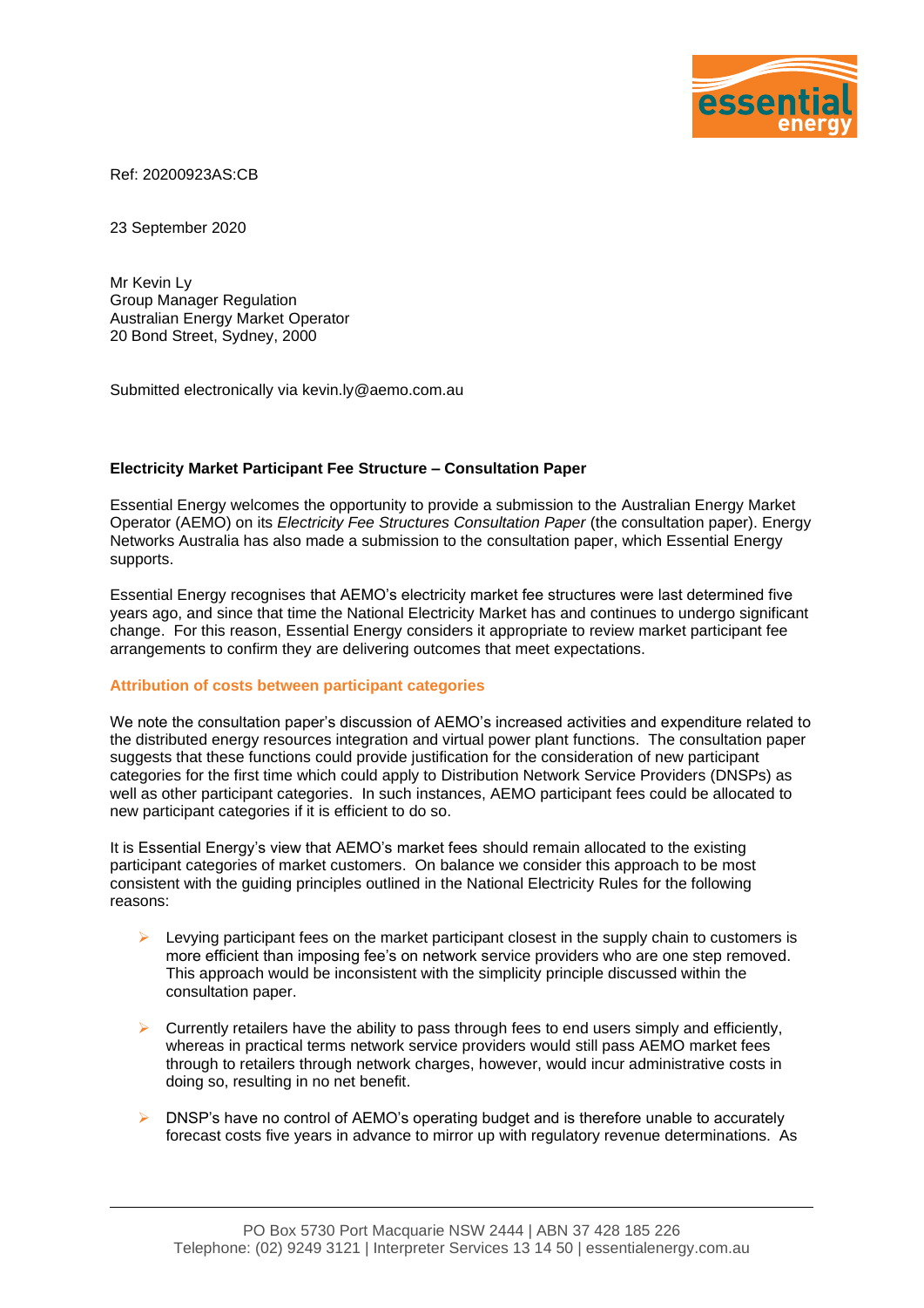Ref: 20200923AS:CB

23 September 2020

Mr Kevin Ly
Group Manager Regulation
Australian Energy Market Operator
20 Bond Street, Sydney, 2000

Submitted electronically via kevin.ly@aemo.com.au

**Electricity Market Participant Fee Structure – Consultation Paper**

Essential Energy welcomes the opportunity to provide a submission to the Australian Energy Market Operator (AEMO) on its *Electricity Fee Structures Consultation Paper* (the consultation paper). Energy Networks Australia has also made a submission to the consultation paper, which Essential Energy supports.

Essential Energy recognises that AEMO's electricity market fee structures were last determined five years ago, and since that time the National Electricity Market has and continues to undergo significant change. For this reason, Essential Energy considers it appropriate to review market participant fee arrangements to confirm they are delivering outcomes that meet expectations.

## Attribution of costs between participant categories

We note the consultation paper's discussion of AEMO's increased activities and expenditure related to the distributed energy resources integration and virtual power plant functions. The consultation paper suggests that these functions could provide justification for the consideration of new participant categories for the first time which could apply to Distribution Network Service Providers (DNSPs) as well as other participant categories. In such instances, AEMO participant fees could be allocated to new participant categories if it is efficient to do so.

It is Essential Energy's view that AEMO's market fees should remain allocated to the existing participant categories of market customers. On balance we consider this approach to be most consistent with the guiding principles outlined in the National Electricity Rules for the following reasons:

- Levying participant fees on the market participant closest in the supply chain to customers is more efficient than imposing fee's on network service providers who are one step removed. This approach would be inconsistent with the simplicity principle discussed within the consultation paper.
- Currently retailers have the ability to pass through fees to end users simply and efficiently, whereas in practical terms network service providers would still pass AEMO market fees through to retailers through network charges, however, would incur administrative costs in doing so, resulting in no net benefit.
- DNSP's have no control of AEMO's operating budget and is therefore unable to accurately forecast costs five years in advance to mirror up with regulatory revenue determinations. As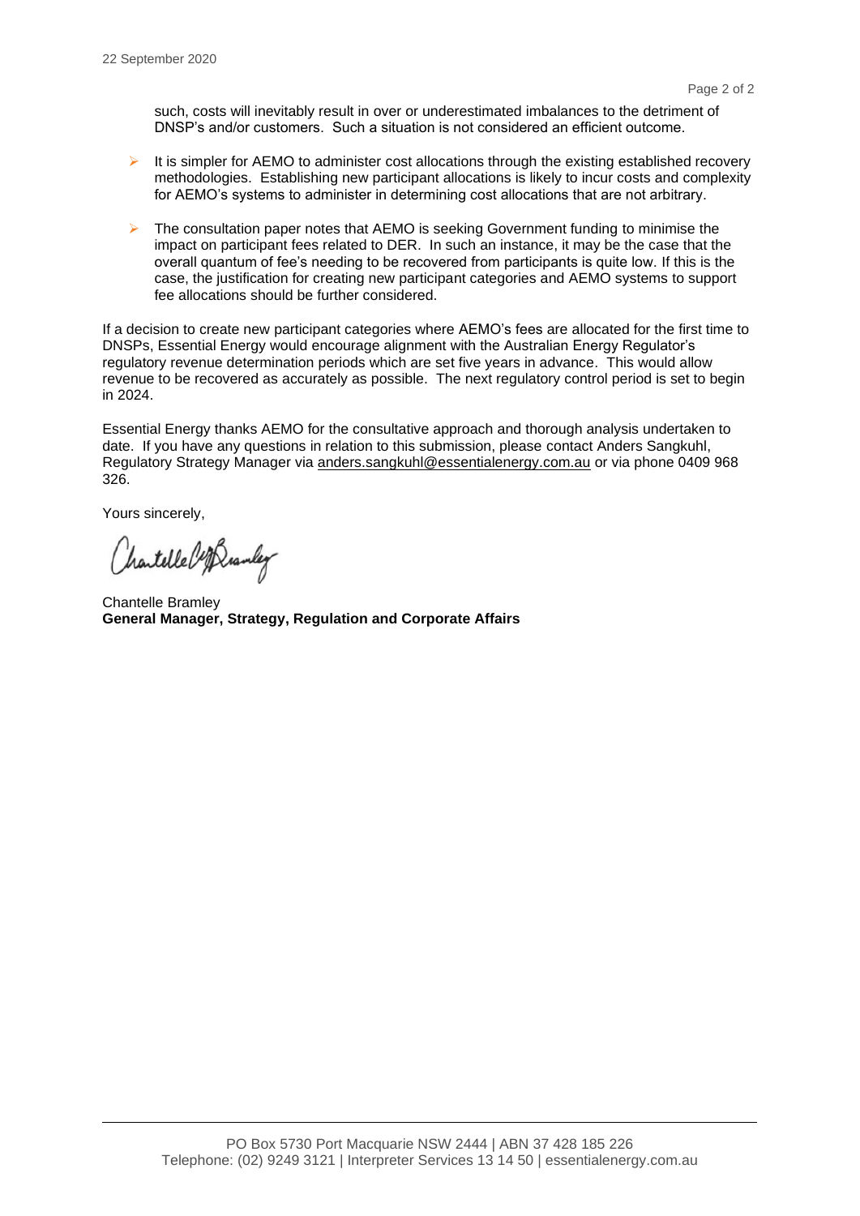such, costs will inevitably result in over or underestimated imbalances to the detriment of DNSP's and/or customers. Such a situation is not considered an efficient outcome.

- It is simpler for AEMO to administer cost allocations through the existing established recovery methodologies. Establishing new participant allocations is likely to incur costs and complexity for AEMO's systems to administer in determining cost allocations that are not arbitrary.
- The consultation paper notes that AEMO is seeking Government funding to minimise the impact on participant fees related to DER. In such an instance, it may be the case that the overall quantum of fee's needing to be recovered from participants is quite low. If this is the case, the justification for creating new participant categories and AEMO systems to support fee allocations should be further considered.

If a decision to create new participant categories where AEMO's fees are allocated for the first time to DNSPs, Essential Energy would encourage alignment with the Australian Energy Regulator's regulatory revenue determination periods which are set five years in advance. This would allow revenue to be recovered as accurately as possible. The next regulatory control period is set to begin in 2024.

Essential Energy thanks AEMO for the consultative approach and thorough analysis undertaken to date. If you have any questions in relation to this submission, please contact Anders Sangkuhl, Regulatory Strategy Manager via anders.sangkuhl@essentialenergy.com.au or via phone 0409 968 326.

Yours sincerely,

Chantelle Bramley
**General Manager, Strategy, Regulation and Corporate Affairs**

PO Box 5730 Port Macquarie NSW 2444 | ABN 37 428 185 226
Telephone: (02) 9249 3121 | Interpreter Services 13 14 50 | essentialenergy.com.au